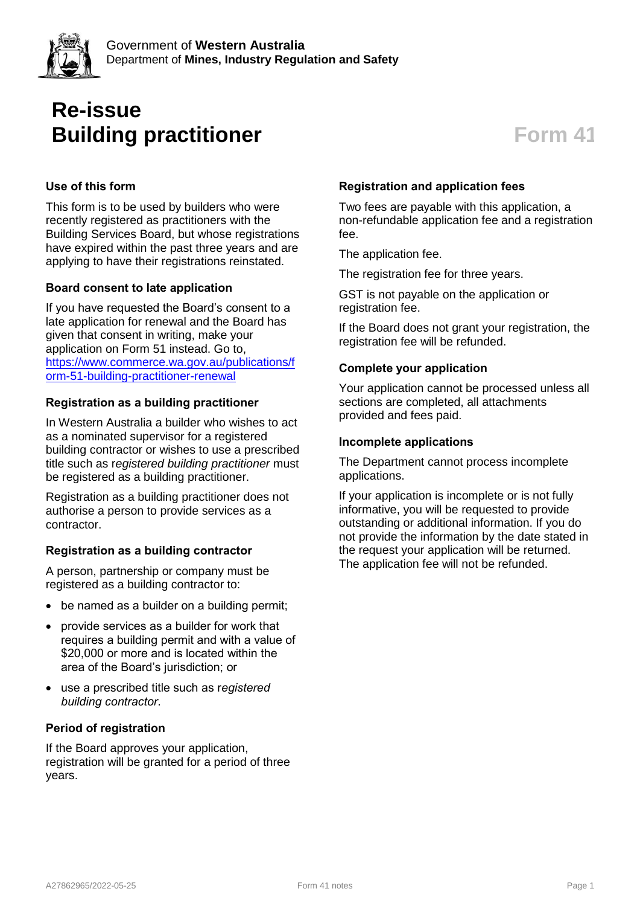Government of **Western Australia**
Department of **Mines, Industry Regulation and Safety**

# Re-issue Building practitioner

**Form 41**

### Use of this form

This form is to be used by builders who were recently registered as practitioners with the Building Services Board, but whose registrations have expired within the past three years and are applying to have their registrations reinstated.

### Board consent to late application

If you have requested the Board's consent to a late application for renewal and the Board has given that consent in writing, make your application on Form 51 instead. Go to, https://www.commerce.wa.gov.au/publications/form-51-building-practitioner-renewal

### Registration as a building practitioner

In Western Australia a builder who wishes to act as a nominated supervisor for a registered building contractor or wishes to use a prescribed title such as r*egistered building practitioner* must be registered as a building practitioner.

Registration as a building practitioner does not authorise a person to provide services as a contractor.

### Registration as a building contractor

A person, partnership or company must be registered as a building contractor to:

- be named as a builder on a building permit;
- provide services as a builder for work that requires a building permit and with a value of $20,000 or more and is located within the area of the Board's jurisdiction; or
- use a prescribed title such as r*egistered building contractor*.

### Period of registration

If the Board approves your application, registration will be granted for a period of three years.

### Registration and application fees

Two fees are payable with this application, a non-refundable application fee and a registration fee.

The application fee.

The registration fee for three years.

GST is not payable on the application or registration fee.

If the Board does not grant your registration, the registration fee will be refunded.

### Complete your application

Your application cannot be processed unless all sections are completed, all attachments provided and fees paid.

### Incomplete applications

The Department cannot process incomplete applications.

If your application is incomplete or is not fully informative, you will be requested to provide outstanding or additional information. If you do not provide the information by the date stated in the request your application will be returned. The application fee will not be refunded.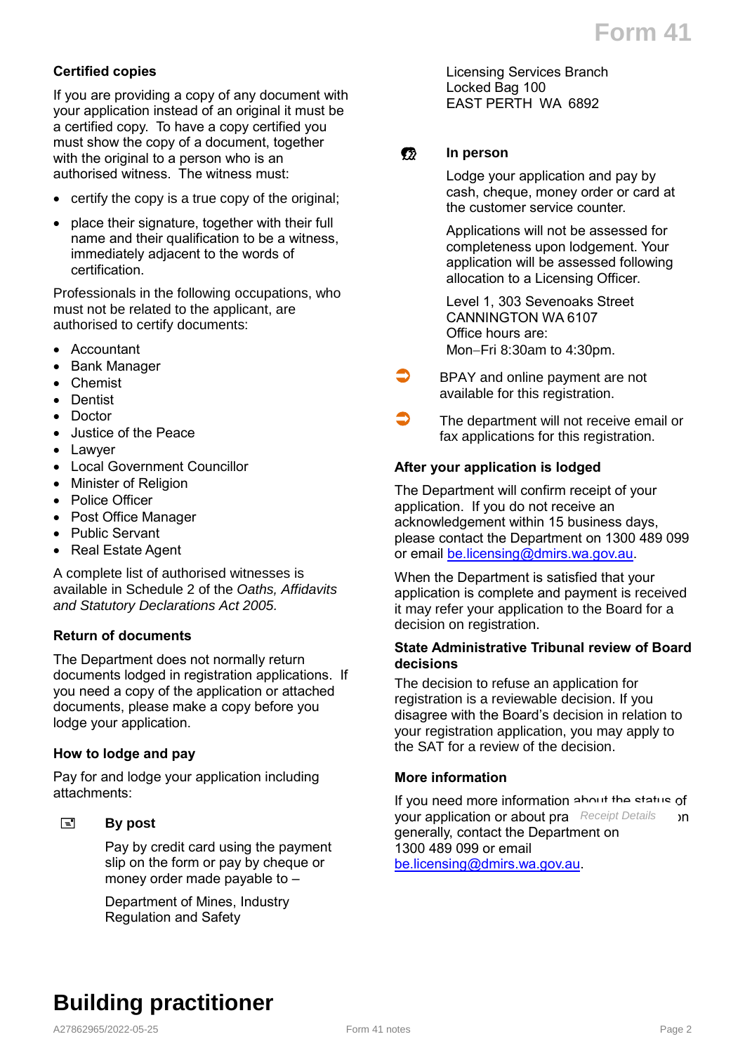### Certified copies

If you are providing a copy of any document with your application instead of an original it must be a certified copy. To have a copy certified you must show the copy of a document, together with the original to a person who is an authorised witness. The witness must:

- certify the copy is a true copy of the original;
- place their signature, together with their full name and their qualification to be a witness, immediately adjacent to the words of certification.

Professionals in the following occupations, who must not be related to the applicant, are authorised to certify documents:

- Accountant
- Bank Manager
- Chemist
- Dentist
- Doctor
- Justice of the Peace
- Lawyer
- Local Government Councillor
- Minister of Religion
- Police Officer
- Post Office Manager
- Public Servant
- Real Estate Agent

A complete list of authorised witnesses is available in Schedule 2 of the *Oaths, Affidavits and Statutory Declarations Act 2005.*

### Return of documents

The Department does not normally return documents lodged in registration applications. If you need a copy of the application or attached documents, please make a copy before you lodge your application.

### How to lodge and pay

Pay for and lodge your application including attachments:

#### By post

Pay by credit card using the payment slip on the form or pay by cheque or money order made payable to –

Department of Mines, Industry Regulation and Safety

Licensing Services Branch
Locked Bag 100
EAST PERTH WA 6892

#### In person

Lodge your application and pay by cash, cheque, money order or card at the customer service counter.

Applications will not be assessed for completeness upon lodgement. Your application will be assessed following allocation to a Licensing Officer.

Level 1, 303 Sevenoaks Street
CANNINGTON WA 6107
Office hours are:
Mon–Fri 8:30am to 4:30pm.

BPAY and online payment are not available for this registration.

The department will not receive email or fax applications for this registration.

### After your application is lodged

The Department will confirm receipt of your application. If you do not receive an acknowledgement within 15 business days, please contact the Department on 1300 489 099 or email be.licensing@dmirs.wa.gov.au.

When the Department is satisfied that your application is complete and payment is received it may refer your application to the Board for a decision on registration.

### State Administrative Tribunal review of Board decisions

The decision to refuse an application for registration is a reviewable decision. If you disagree with the Board's decision in relation to your registration application, you may apply to the SAT for a review of the decision.

### More information

If you need more information about the status of your application or about pra[ctice and registration] generally, contact the Department on 1300 489 099 or email be.licensing@dmirs.wa.gov.au.

# Building practitioner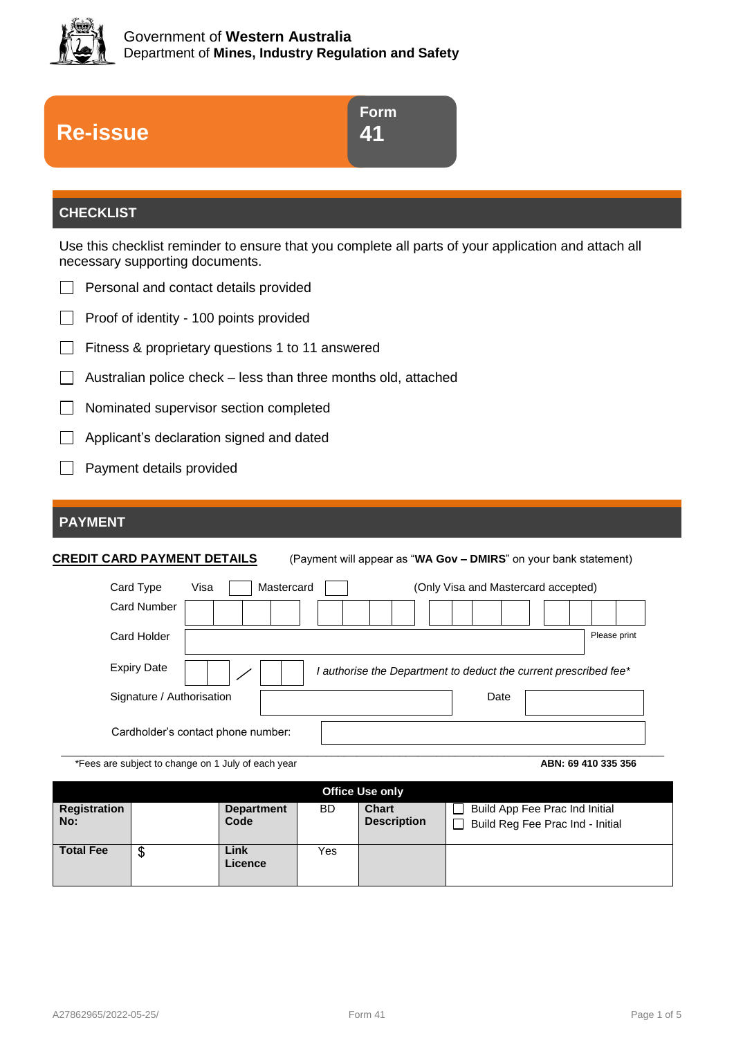Government of **Western Australia**
Department of **Mines, Industry Regulation and Safety**

# Re-issue

**Form 41**

## CHECKLIST

Use this checklist reminder to ensure that you complete all parts of your application and attach all necessary supporting documents.

- ☐ Personal and contact details provided
- ☐ Proof of identity - 100 points provided
- ☐ Fitness & proprietary questions 1 to 11 answered
- ☐ Australian police check – less than three months old, attached
- ☐ Nominated supervisor section completed
- ☐ Applicant's declaration signed and dated
- ☐ Payment details provided

## PAYMENT

**CREDIT CARD PAYMENT DETAILS** (Payment will appear as "**WA Gov – DMIRS**" on your bank statement)

Card Type Visa ☐ Mastercard ☐ (Only Visa and Mastercard accepted)

Card Number

Card Holder (Please print)

Expiry Date /

*I authorise the Department to deduct the current prescribed fee**

Signature / Authorisation Date

Cardholder's contact phone number:

*Fees are subject to change on 1 July of each year

**ABN: 69 410 335 356**

| Office Use only | | | | | |
|---|---|---|---|---|---|
| **Registration No:** | | **Department Code** | BD | **Chart Description** | ☐ Build App Fee Prac Ind Initial<br>☐ Build Reg Fee Prac Ind - Initial |
| **Total Fee** | $ | **Link Licence** | Yes | | |

A27862965/2022-05-25/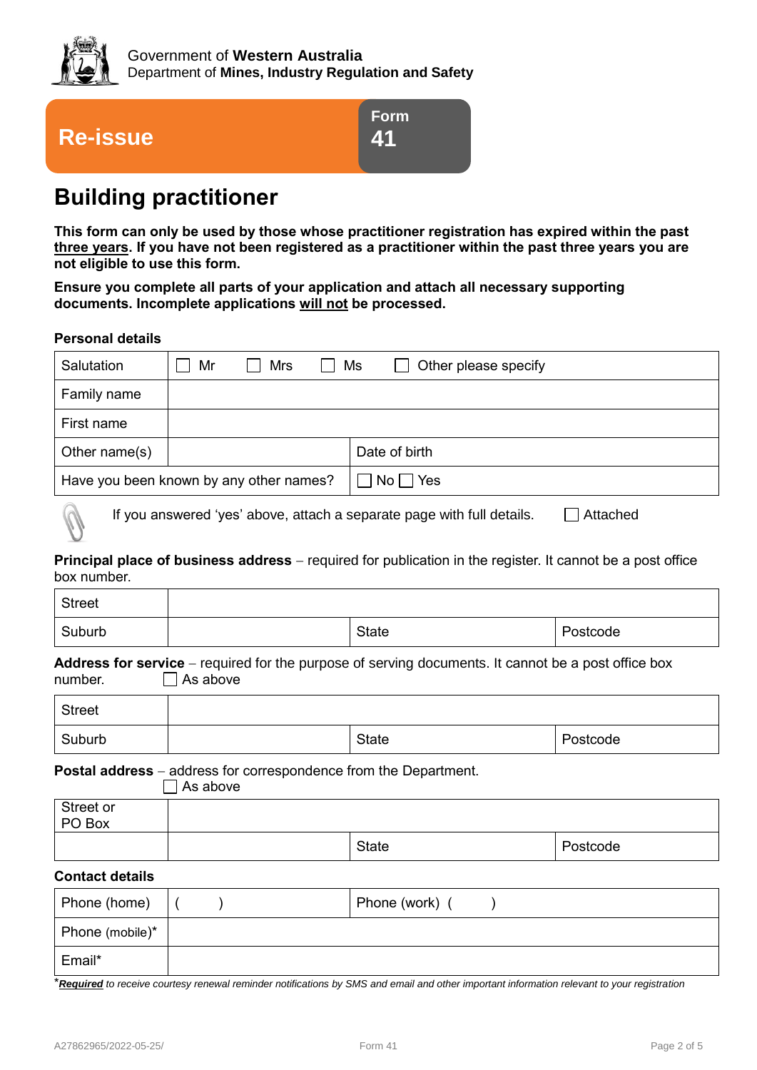Government of **Western Australia**
Department of **Mines, Industry Regulation and Safety**

**Re-issue** | **Form 41**

# Building practitioner

**This form can only be used by those whose practitioner registration has expired within the past three years. If you have not been registered as a practitioner within the past three years you are not eligible to use this form.**

**Ensure you complete all parts of your application and attach all necessary supporting documents. Incomplete applications will not be processed.**

### Personal details

| Salutation | ☐ Mr ☐ Mrs ☐ Ms ☐ Other please specify | | |
|---|---|---|---|
| Family name | | | |
| First name | | | |
| Other name(s) | | Date of birth | |
| Have you been known by any other names? | | ☐ No ☐ Yes | |

If you answered 'yes' above, attach a separate page with full details. ☐ Attached

**Principal place of business address** – required for publication in the register. It cannot be a post office box number.

| Street | | | |
|---|---|---|---|
| Suburb | | State | Postcode |

**Address for service** – required for the purpose of serving documents. It cannot be a post office box number. ☐ As above

| Street | | | |
|---|---|---|---|
| Suburb | | State | Postcode |

**Postal address** – address for correspondence from the Department.
☐ As above

| Street or PO Box | | | |
|---|---|---|---|
| | | State | Postcode |

### Contact details

| Phone (home) | (     ) | Phone (work) (     ) |
|---|---|---|
| Phone (mobile)* | | |
| Email* | | |

**\****Required*** *to receive courtesy renewal reminder notifications by SMS and email and other important information relevant to your registration*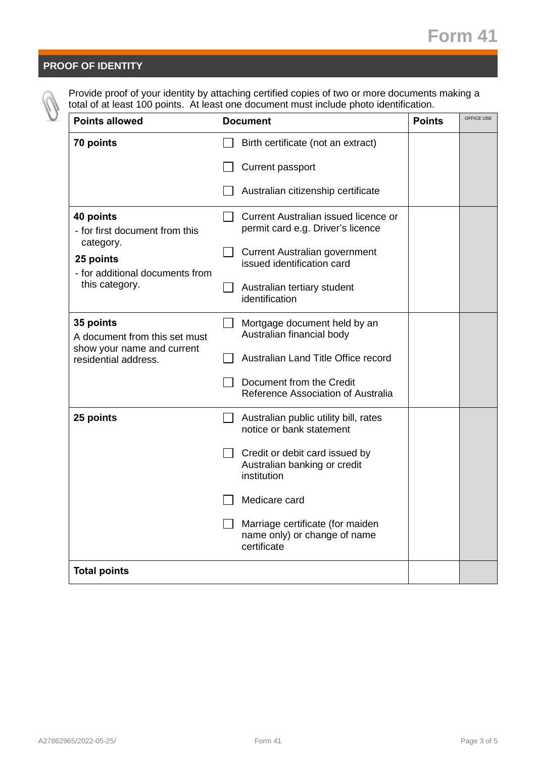# Form 41

## PROOF OF IDENTITY

Provide proof of your identity by attaching certified copies of two or more documents making a total of at least 100 points. At least one document must include photo identification.

| Points allowed | Document | Points | OFFICE USE |
|---|---|---|---|
| **70 points** | ☐ Birth certificate (not an extract)<br>☐ Current passport<br>☐ Australian citizenship certificate | | |
| **40 points**<br>- for first document from this category.<br>**25 points**<br>- for additional documents from this category. | ☐ Current Australian issued licence or permit card e.g. Driver's licence<br>☐ Current Australian government issued identification card<br>☐ Australian tertiary student identification | | |
| **35 points**<br>A document from this set must show your name and current residential address. | ☐ Mortgage document held by an Australian financial body<br>☐ Australian Land Title Office record<br>☐ Document from the Credit Reference Association of Australia | | |
| **25 points** | ☐ Australian public utility bill, rates notice or bank statement<br>☐ Credit or debit card issued by Australian banking or credit institution<br>☐ Medicare card<br>☐ Marriage certificate (for maiden name only) or change of name certificate | | |
| **Total points** | | | |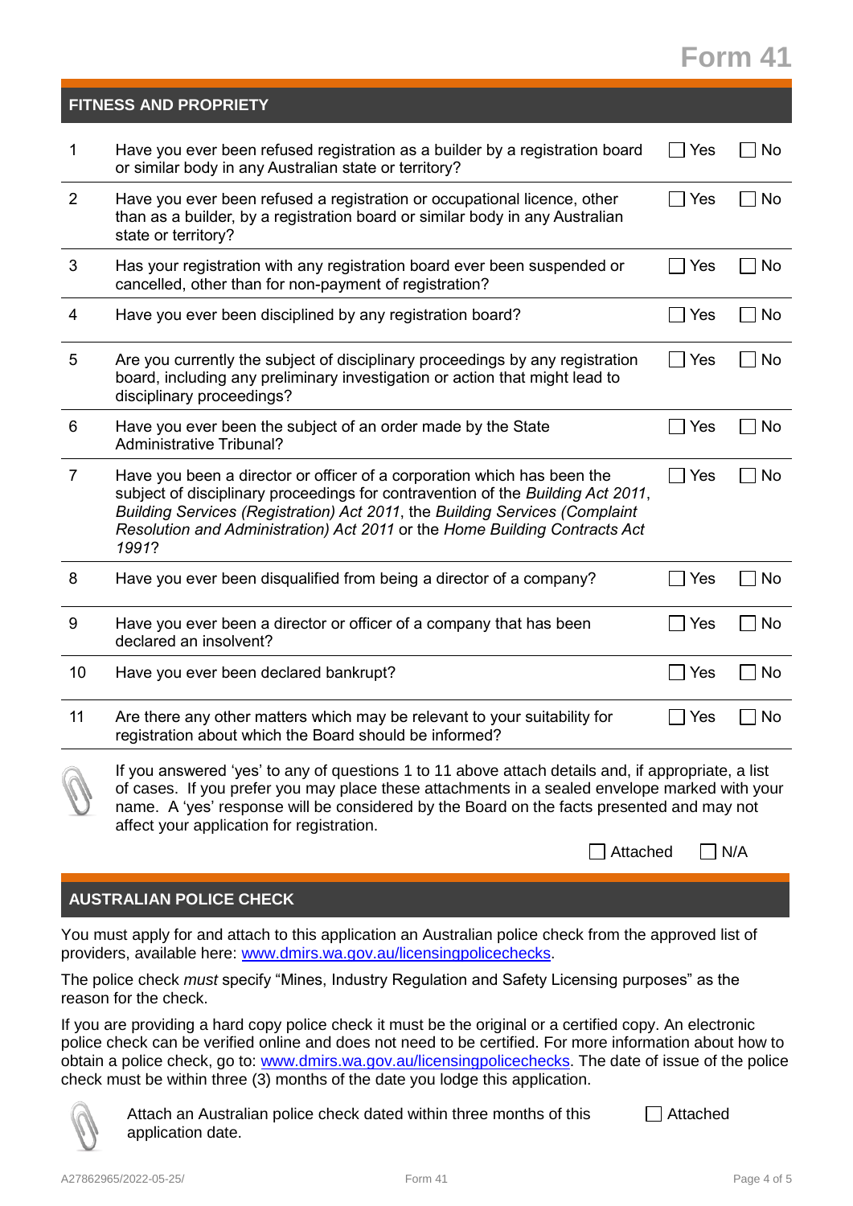## FITNESS AND PROPRIETY

| | | | |
|---|---|---|---|
| 1 | Have you ever been refused registration as a builder by a registration board or similar body in any Australian state or territory? | ☐ Yes | ☐ No |
| 2 | Have you ever been refused a registration or occupational licence, other than as a builder, by a registration board or similar body in any Australian state or territory? | ☐ Yes | ☐ No |
| 3 | Has your registration with any registration board ever been suspended or cancelled, other than for non-payment of registration? | ☐ Yes | ☐ No |
| 4 | Have you ever been disciplined by any registration board? | ☐ Yes | ☐ No |
| 5 | Are you currently the subject of disciplinary proceedings by any registration board, including any preliminary investigation or action that might lead to disciplinary proceedings? | ☐ Yes | ☐ No |
| 6 | Have you ever been the subject of an order made by the State Administrative Tribunal? | ☐ Yes | ☐ No |
| 7 | Have you been a director or officer of a corporation which has been the subject of disciplinary proceedings for contravention of the *Building Act 2011*, *Building Services (Registration) Act 2011*, the *Building Services (Complaint Resolution and Administration) Act 2011* or the *Home Building Contracts Act 1991*? | ☐ Yes | ☐ No |
| 8 | Have you ever been disqualified from being a director of a company? | ☐ Yes | ☐ No |
| 9 | Have you ever been a director or officer of a company that has been declared an insolvent? | ☐ Yes | ☐ No |
| 10 | Have you ever been declared bankrupt? | ☐ Yes | ☐ No |
| 11 | Are there any other matters which may be relevant to your suitability for registration about which the Board should be informed? | ☐ Yes | ☐ No |

If you answered 'yes' to any of questions 1 to 11 above attach details and, if appropriate, a list of cases. If you prefer you may place these attachments in a sealed envelope marked with your name. A 'yes' response will be considered by the Board on the facts presented and may not affect your application for registration.

☐ Attached ☐ N/A

## AUSTRALIAN POLICE CHECK

You must apply for and attach to this application an Australian police check from the approved list of providers, available here: www.dmirs.wa.gov.au/licensingpolicechecks.

The police check *must* specify "Mines, Industry Regulation and Safety Licensing purposes" as the reason for the check.

If you are providing a hard copy police check it must be the original or a certified copy. An electronic police check can be verified online and does not need to be certified. For more information about how to obtain a police check, go to: www.dmirs.wa.gov.au/licensingpolicechecks. The date of issue of the police check must be within three (3) months of the date you lodge this application.

Attach an Australian police check dated within three months of this application date. ☐ Attached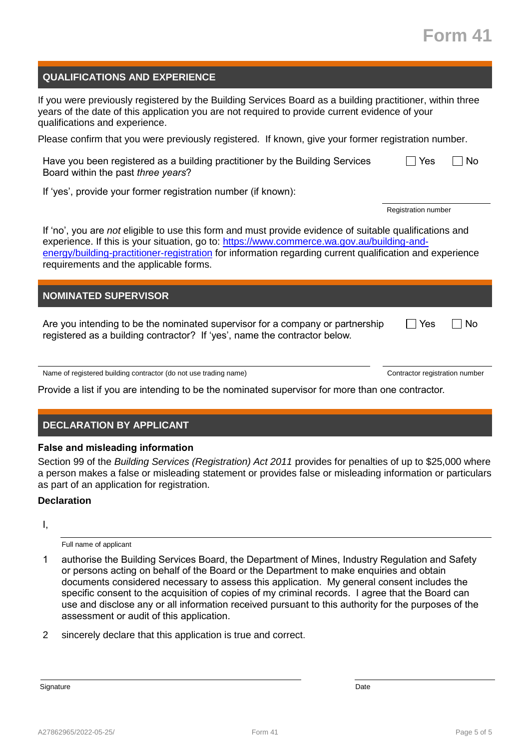# Form 41

## QUALIFICATIONS AND EXPERIENCE

If you were previously registered by the Building Services Board as a building practitioner, within three years of the date of this application you are not required to provide current evidence of your qualifications and experience.

Please confirm that you were previously registered. If known, give your former registration number.

Have you been registered as a building practitioner by the Building Services Board within the past *three years*? ☐ Yes ☐ No

If 'yes', provide your former registration number (if known):

Registration number

If 'no', you are *not* eligible to use this form and must provide evidence of suitable qualifications and experience. If this is your situation, go to: [https://www.commerce.wa.gov.au/building-and-energy/building-practitioner-registration](https://www.commerce.wa.gov.au/building-and-energy/building-practitioner-registration) for information regarding current qualification and experience requirements and the applicable forms.

## NOMINATED SUPERVISOR

Are you intending to be the nominated supervisor for a company or partnership registered as a building contractor? If 'yes', name the contractor below. ☐ Yes ☐ No

Name of registered building contractor (do not use trading name) | Contractor registration number

Provide a list if you are intending to be the nominated supervisor for more than one contractor.

## DECLARATION BY APPLICANT

**False and misleading information**

Section 99 of the *Building Services (Registration) Act 2011* provides for penalties of up to $25,000 where a person makes a false or misleading statement or provides false or misleading information or particulars as part of an application for registration.

**Declaration**

I,

Full name of applicant

1. authorise the Building Services Board, the Department of Mines, Industry Regulation and Safety or persons acting on behalf of the Board or the Department to make enquiries and obtain documents considered necessary to assess this application. My general consent includes the specific consent to the acquisition of copies of my criminal records. I agree that the Board can use and disclose any or all information received pursuant to this authority for the purposes of the assessment or audit of this application.
2. sincerely declare that this application is true and correct.

Signature | Date